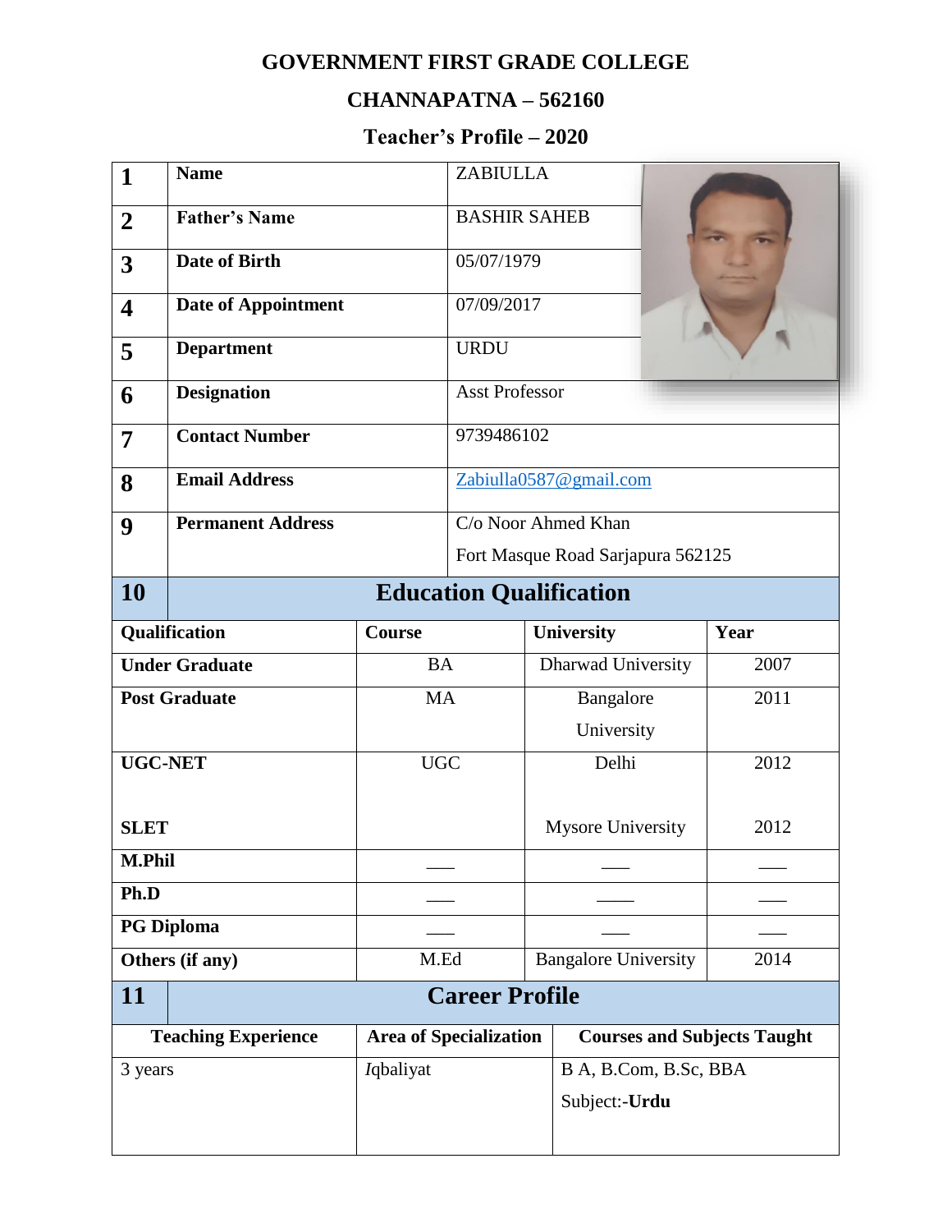# GOVERNMENT FIRST GRADE COLLEGE

## CHANNAPATNA – 562160

### Teacher's Profile – 2020

| | | |
|---|---|---|
| **1** | **Name** | ZABIULLA |
| **2** | **Father's Name** | BASHIR SAHEB |
| **3** | **Date of Birth** | 05/07/1979 |
| **4** | **Date of Appointment** | 07/09/2017 |
| **5** | **Department** | URDU |
| **6** | **Designation** | Asst Professor |
| **7** | **Contact Number** | 9739486102 |
| **8** | **Email Address** | Zabiulla0587@gmail.com |
| **9** | **Permanent Address** | C/o Noor Ahmed Khan<br>Fort Masque Road Sarjapura 562125 |

## 10 Education Qualification

| Qualification | Course | University | Year |
|---|---|---|---|
| **Under Graduate** | BA | Dharwad University | 2007 |
| **Post Graduate** | MA | Bangalore University | 2011 |
| **UGC-NET** | UGC | Delhi | 2012 |
| **SLET** | | Mysore University | 2012 |
| **M.Phil** | ___ | ___ | ___ |
| **Ph.D** | ___ | ___ | ___ |
| **PG Diploma** | ___ | ___ | ___ |
| **Others (if any)** | M.Ed | Bangalore University | 2014 |

## 11 Career Profile

| Teaching Experience | Area of Specialization | Courses and Subjects Taught |
|---|---|---|
| 3 years | *I*qbaliyat | B A, B.Com, B.Sc, BBA<br>Subject:-**Urdu** |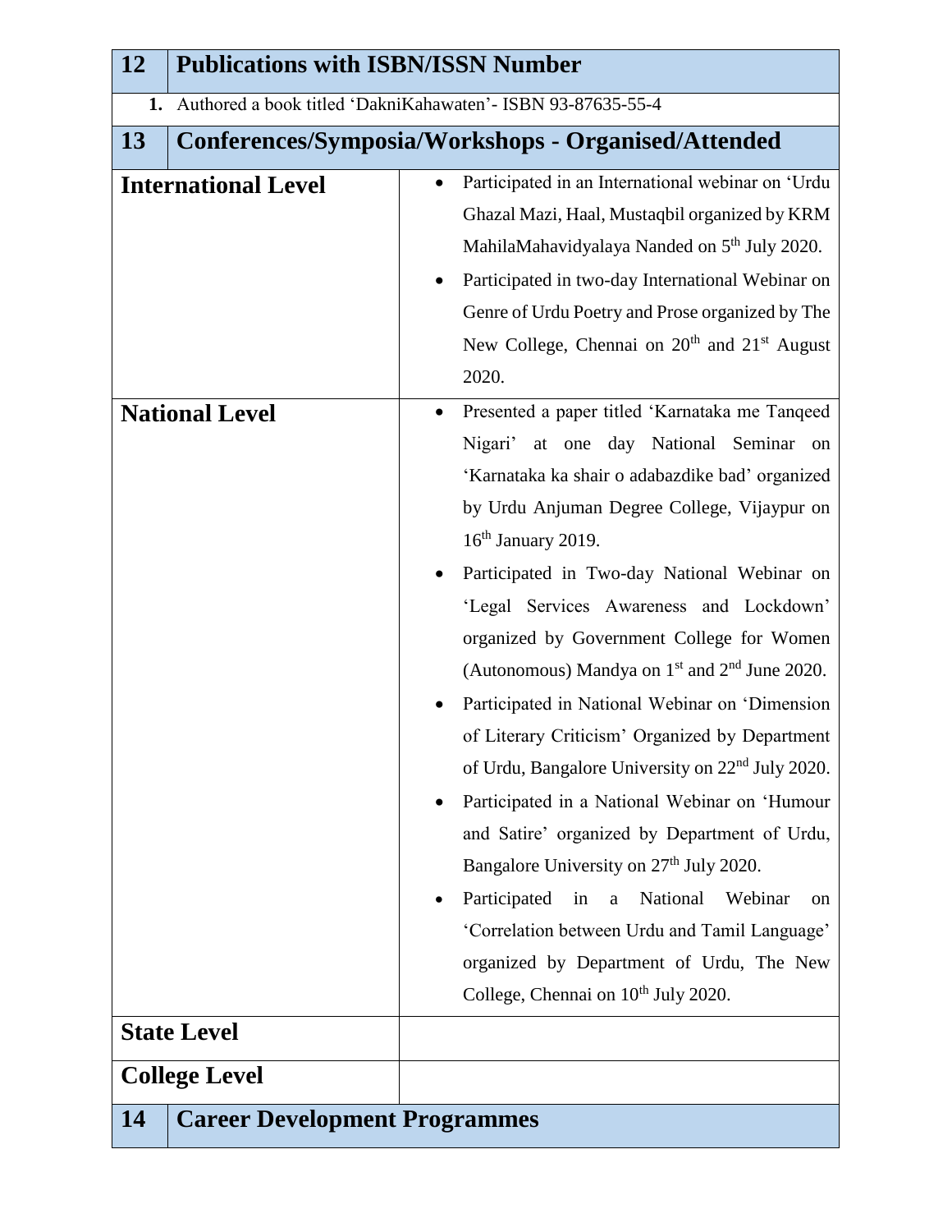| 12 | Publications with ISBN/ISSN Number |
|---|---|

1. Authored a book titled 'DakniKahawaten'- ISBN 93-87635-55-4

| 13 | Conferences/Symposia/Workshops - Organised/Attended |
|---|---|
| **International Level** | • Participated in an International webinar on 'Urdu Ghazal Mazi, Haal, Mustaqbil organized by KRM MahilaMahavidyalaya Nanded on 5th July 2020.<br>• Participated in two-day International Webinar on Genre of Urdu Poetry and Prose organized by The New College, Chennai on 20th and 21st August 2020. |
| **National Level** | • Presented a paper titled 'Karnataka me Tanqeed Nigari' at one day National Seminar on 'Karnataka ka shair o adabazdike bad' organized by Urdu Anjuman Degree College, Vijaypur on 16th January 2019.<br>• Participated in Two-day National Webinar on 'Legal Services Awareness and Lockdown' organized by Government College for Women (Autonomous) Mandya on 1st and 2nd June 2020.<br>• Participated in National Webinar on 'Dimension of Literary Criticism' Organized by Department of Urdu, Bangalore University on 22nd July 2020.<br>• Participated in a National Webinar on 'Humour and Satire' organized by Department of Urdu, Bangalore University on 27th July 2020.<br>• Participated in a National Webinar on 'Correlation between Urdu and Tamil Language' organized by Department of Urdu, The New College, Chennai on 10th July 2020. |
| **State Level** | |
| **College Level** | |

| 14 | Career Development Programmes |
|---|---|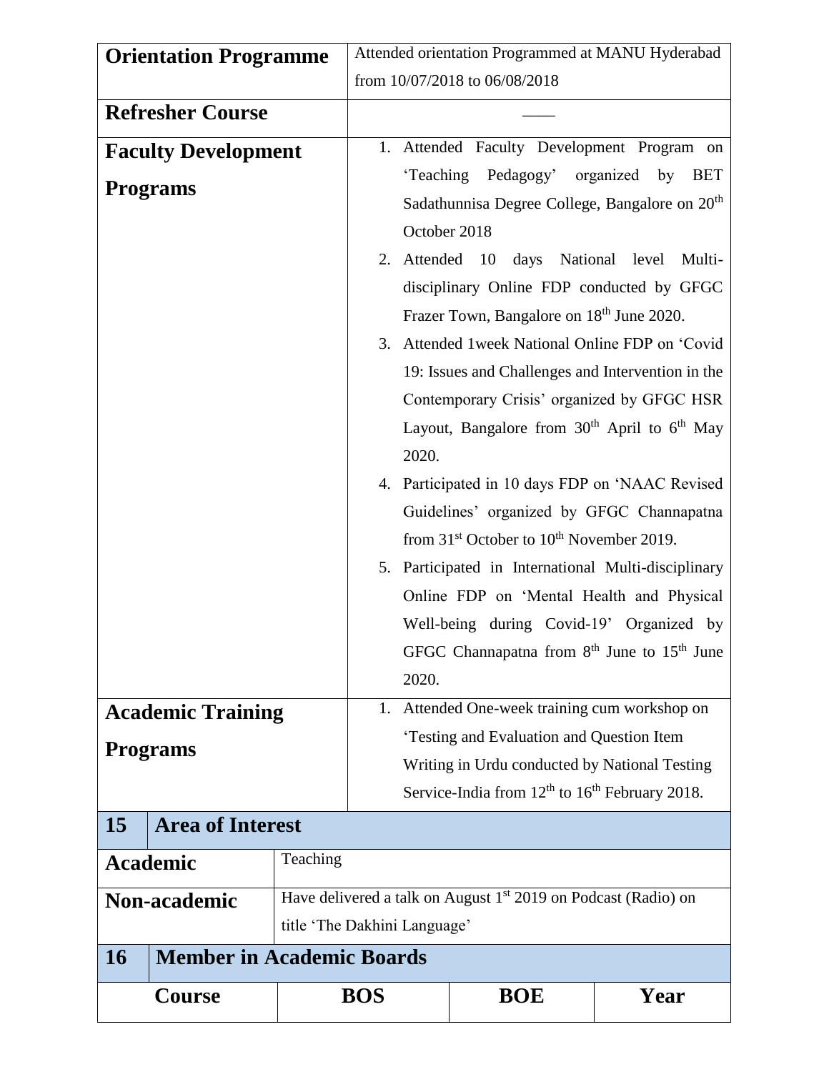| **Orientation Programme** | Attended orientation Programmed at MANU Hyderabad from 10/07/2018 to 06/08/2018 |
|---|---|
| **Refresher Course** | —— |
| **Faculty Development Programs** | 1. Attended Faculty Development Program on 'Teaching Pedagogy' organized by BET Sadathunnisa Degree College, Bangalore on 20th October 2018<br>2. Attended 10 days National level Multi-disciplinary Online FDP conducted by GFGC Frazer Town, Bangalore on 18th June 2020.<br>3. Attended 1week National Online FDP on 'Covid 19: Issues and Challenges and Intervention in the Contemporary Crisis' organized by GFGC HSR Layout, Bangalore from 30th April to 6th May 2020.<br>4. Participated in 10 days FDP on 'NAAC Revised Guidelines' organized by GFGC Channapatna from 31st October to 10th November 2019.<br>5. Participated in International Multi-disciplinary Online FDP on 'Mental Health and Physical Well-being during Covid-19' Organized by GFGC Channapatna from 8th June to 15th June 2020. |
| **Academic Training Programs** | 1. Attended One-week training cum workshop on 'Testing and Evaluation and Question Item Writing in Urdu conducted by National Testing Service-India from 12th to 16th February 2018. |

| **15** | **Area of Interest** |
|---|---|
| **Academic** | Teaching |
| **Non-academic** | Have delivered a talk on August 1st 2019 on Podcast (Radio) on title 'The Dakhini Language' |

**16 Member in Academic Boards**

| Course | BOS | BOE | Year |
|---|---|---|---|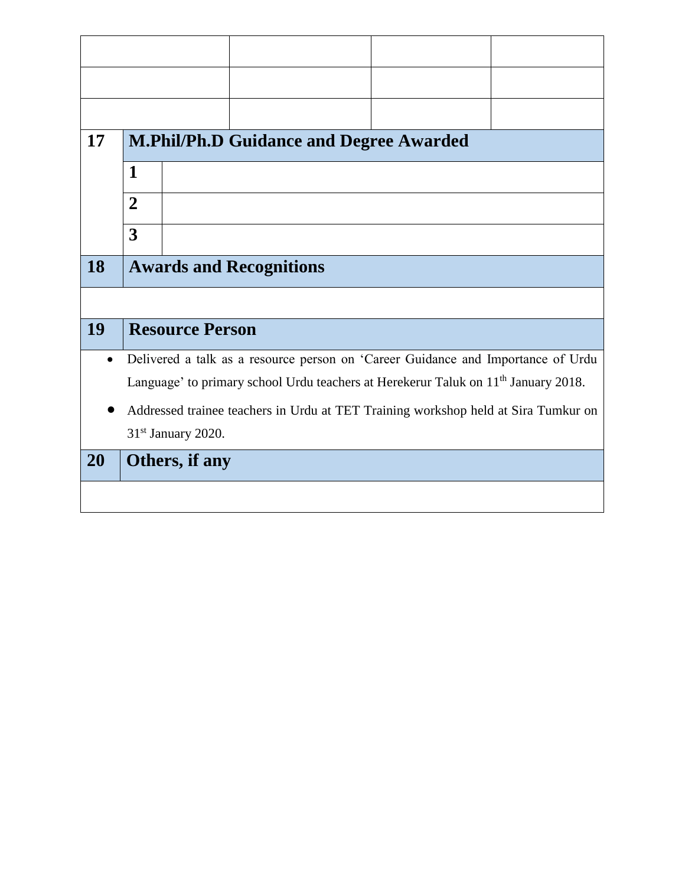| | | | |
|---|---|---|---|
| | | | |
| | | | |
| | | | |

| | | |
|---|---|---|
| **17** | **M.Phil/Ph.D Guidance and Degree Awarded** | |
| | **1** | |
| | **2** | |
| | **3** | |
| **18** | **Awards and Recognitions** | |
| | | |
| **19** | **Resource Person** | |

- Delivered a talk as a resource person on 'Career Guidance and Importance of Urdu Language' to primary school Urdu teachers at Herekerur Taluk on 11th January 2018.
- Addressed trainee teachers in Urdu at TET Training workshop held at Sira Tumkur on 31st January 2020.

| | |
|---|---|
| **20** | **Others, if any** |
| | |